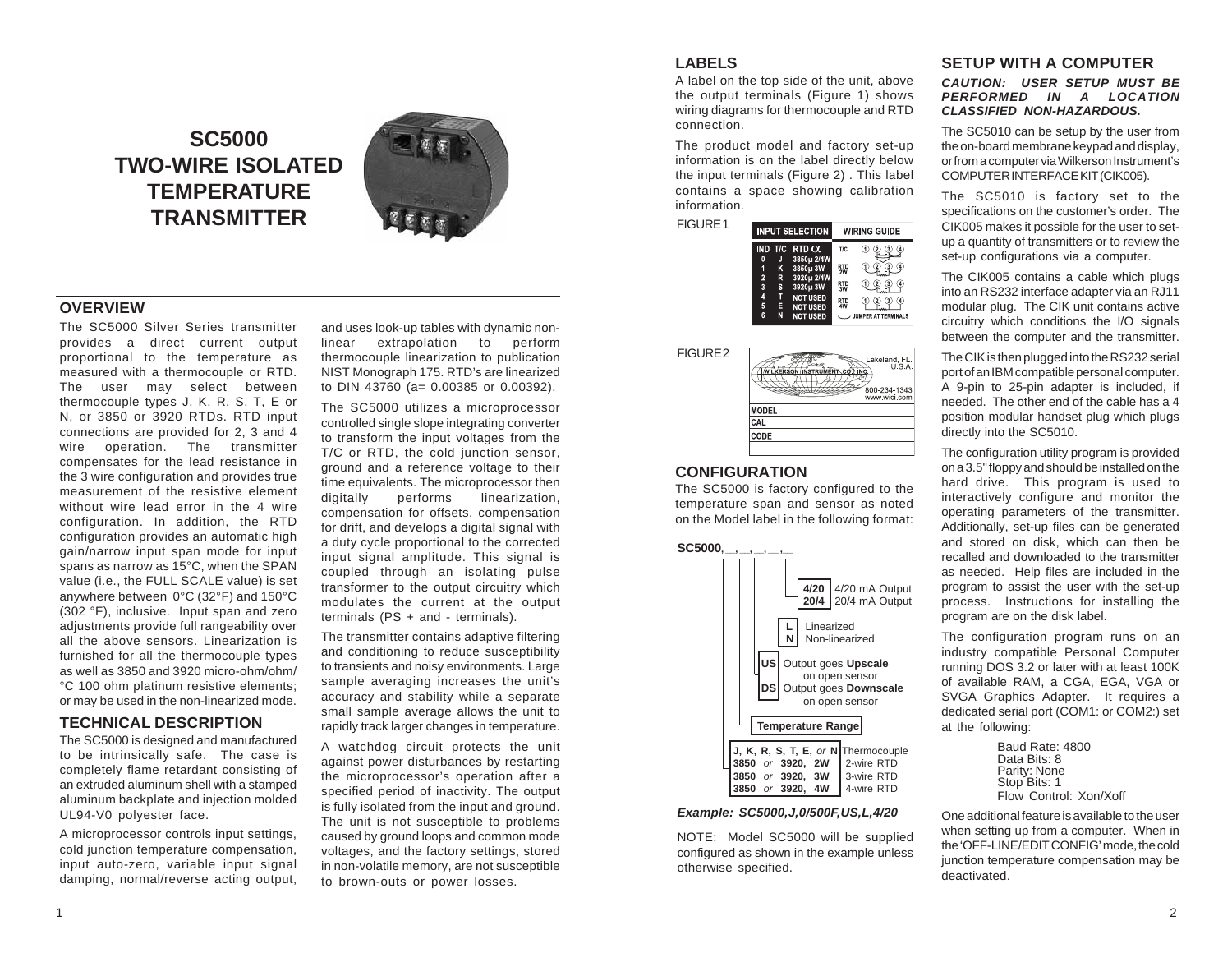# SC5000 TWO-WIRE ISOLATED TEMPERATURE TRANSMITTER

## OVERVIEW

The SC5000 Silver Series transmitter provides a direct current output proportional to the temperature as measured with a thermocouple or RTD. The user may select between thermocouple types J, K, R, S, T, E or N, or 3850 or 3920 RTDs. RTD input connections are provided for 2, 3 and 4 wire operation. The transmitter compensates for the lead resistance in the 3 wire configuration and provides true measurement of the resistive element without wire lead error in the 4 wire configuration. In addition, the RTD configuration provides an automatic high gain/narrow input span mode for input spans as narrow as 15°C, when the SPAN value (i.e., the FULL SCALE value) is set anywhere between 0°C (32°F) and 150°C (302 °F), inclusive. Input span and zero adjustments provide full rangeability over all the above sensors. Linearization is furnished for all the thermocouple types as well as 3850 and 3920 micro-ohm/ohm/ °C 100 ohm platinum resistive elements; or may be used in the non-linearized mode.

## TECHNICAL DESCRIPTION

The SC5000 is designed and manufactured to be intrinsically safe. The case is completely flame retardant consisting of an extruded aluminum shell with a stamped aluminum backplate and injection molded UL94-V0 polyester face.

A microprocessor controls input settings, cold junction temperature compensation, input auto-zero, variable input signal damping, normal/reverse acting output, and uses look-up tables with dynamic non-linear extrapolation to perform thermocouple linearization to publication NIST Monograph 175. RTD's are linearized to DIN 43760 (a= 0.00385 or 0.00392).

The SC5000 utilizes a microprocessor controlled single slope integrating converter to transform the input voltages from the T/C or RTD, the cold junction sensor, ground and a reference voltage to their time equivalents. The microprocessor then digitally performs linearization, compensation for offsets, compensation for drift, and develops a digital signal with a duty cycle proportional to the corrected input signal amplitude. This signal is coupled through an isolating pulse transformer to the output circuitry which modulates the current at the output terminals (PS + and - terminals).

The transmitter contains adaptive filtering and conditioning to reduce susceptibility to transients and noisy environments. Large sample averaging increases the unit's accuracy and stability while a separate small sample average allows the unit to rapidly track larger changes in temperature.

A watchdog circuit protects the unit against power disturbances by restarting the microprocessor's operation after a specified period of inactivity. The output is fully isolated from the input and ground. The unit is not susceptible to problems caused by ground loops and common mode voltages, and the factory settings, stored in non-volatile memory, are not susceptible to brown-outs or power losses.

## LABELS

A label on the top side of the unit, above the output terminals (Figure 1) shows wiring diagrams for thermocouple and RTD connection.

The product model and factory set-up information is on the label directly below the input terminals (Figure 2) . This label contains a space showing calibration information.

FIGURE 1

| IND | T/C | RTD α |
|---|---|---|
| 0 | J | 3850µ 2/4W |
| 1 | K | 3850µ 3W |
| 2 | R | 3920µ 2/4W |
| 3 | S | 3920µ 3W |
| 4 | T | NOT USED |
| 5 | E | NOT USED |
| 6 | N | NOT USED |

WIRING GUIDE: T/C, RTD 2W, RTD 3W, RTD 4W — terminals 1 2 3 4; JUMPER AT TERMINALS

FIGURE 2

WILKERSON INSTRUMENT CO., INC. Lakeland, FL. U.S.A. 800-234-1343 www.wici.com

MODEL
CAL
CODE

## CONFIGURATION

The SC5000 is factory configured to the temperature span and sensor as noted on the Model label in the following format:

**SC5000**, _ , _ , _ , _ , _

- **4/20** 4/20 mA Output; **20/4** 20/4 mA Output
- **L** Linearized; **N** Non-linearized
- **US** Output goes **Upscale** on open sensor; **DS** Output goes **Downscale** on open sensor
- **Temperature Range**
- **J, K, R, S, T, E,** *or* **N** Thermocouple; **3850** *or* **3920, 2W** 2-wire RTD; **3850** *or* **3920, 3W** 3-wire RTD; **3850** *or* **3920, 4W** 4-wire RTD

***Example: SC5000,J,0/500F,US,L,4/20***

NOTE: Model SC5000 will be supplied configured as shown in the example unless otherwise specified.

## SETUP WITH A COMPUTER

***CAUTION: USER SETUP MUST BE PERFORMED IN A LOCATION CLASSIFIED NON-HAZARDOUS.***

The SC5010 can be setup by the user from the on-board membrane keypad and display, or from a computer via Wilkerson Instrument's COMPUTER INTERFACE KIT (CIK005).

The SC5010 is factory set to the specifications on the customer's order. The CIK005 makes it possible for the user to set-up a quantity of transmitters or to review the set-up configurations via a computer.

The CIK005 contains a cable which plugs into an RS232 interface adapter via an RJ11 modular plug. The CIK unit contains active circuitry which conditions the I/O signals between the computer and the transmitter.

The CIK is then plugged into the RS232 serial port of an IBM compatible personal computer. A 9-pin to 25-pin adapter is included, if needed. The other end of the cable has a 4 position modular handset plug which plugs directly into the SC5010.

The configuration utility program is provided on a 3.5" floppy and should be installed on the hard drive. This program is used to interactively configure and monitor the operating parameters of the transmitter. Additionally, set-up files can be generated and stored on disk, which can then be recalled and downloaded to the transmitter as needed. Help files are included in the program to assist the user with the set-up process. Instructions for installing the program are on the disk label.

The configuration program runs on an industry compatible Personal Computer running DOS 3.2 or later with at least 100K of available RAM, a CGA, EGA, VGA or SVGA Graphics Adapter. It requires a dedicated serial port (COM1: or COM2:) set at the following:

Baud Rate: 4800
Data Bits: 8
Parity: None
Stop Bits: 1
Flow Control: Xon/Xoff

One additional feature is available to the user when setting up from a computer. When in the 'OFF-LINE/EDIT CONFIG' mode, the cold junction temperature compensation may be deactivated.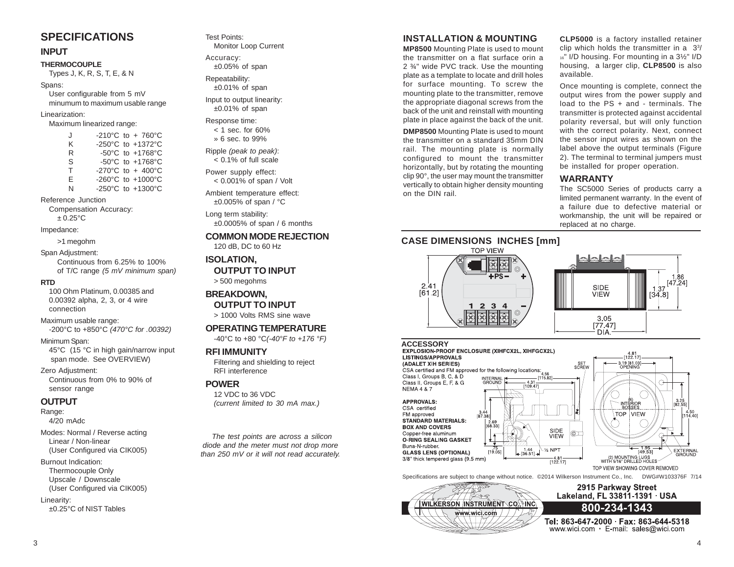# SPECIFICATIONS

## INPUT

### THERMOCOUPLE

Types J, K, R, S, T, E, & N

Spans:
User configurable from 5 mV minumum to maximum usable range

Linearization:
Maximum linearized range:

| | |
|---|---|
| J | -210°C to + 760°C |
| K | -250°C to +1372°C |
| R | -50°C to +1768°C |
| S | -50°C to +1768°C |
| T | -270°C to + 400°C |
| E | -260°C to +1000°C |
| N | -250°C to +1300°C |

Reference Junction
Compensation Accuracy:
± 0.25°C

Impedance:
>1 megohm

Span Adjustment:
Continuous from 6.25% to 100% of T/C range *(5 mV minimum span)*

### RTD

100 Ohm Platinum, 0.00385 and 0.00392 alpha, 2, 3, or 4 wire connection

Maximum usable range:
-200°C to +850°C *(470°C for .00392)*

Minimum Span:
45°C (15 °C in high gain/narrow input span mode. See OVERVIEW)

Zero Adjustment:
Continuous from 0% to 90% of sensor range

## OUTPUT

Range:
4/20 mAdc

Modes: Normal / Reverse acting
Linear / Non-linear
(User Configured via CIK005)

Burnout Indication:
Thermocouple Only
Upscale / Downscale
(User Configured via CIK005)

Linearity:
±0.25°C of NIST Tables

Test Points:
Monitor Loop Current

Accuracy:
±0.05% of span

Repeatability:
±0.01% of span

Input to output linearity:
±0.01% of span

Response time:
< 1 sec. for 60%
» 6 sec. to 99%

Ripple *(peak to peak)*:
< 0.1% of full scale

Power supply effect:
< 0.001% of span / Volt

Ambient temperature effect:
±0.005% of span / °C

Long term stability:
±0.0005% of span / 6 months

## COMMON MODE REJECTION

120 dB, DC to 60 Hz

## ISOLATION, OUTPUT TO INPUT

> 500 megohms

## BREAKDOWN, OUTPUT TO INPUT

> 1000 Volts RMS sine wave

## OPERATING TEMPERATURE

-40°C to +80 °C*(-40°F to +176 °F)*

## RFI IMMUNITY

Filtering and shielding to reject RFI interference

## POWER

12 VDC to 36 VDC
*(current limited to 30 mA max.)*

*The test points are across a silicon diode and the meter must not drop more than 250 mV or it will not read accurately.*

## INSTALLATION & MOUNTING

**MP8500** Mounting Plate is used to mount the transmitter on a flat surface orin a 2 ¾" wide PVC track. Use the mounting plate as a template to locate and drill holes for surface mounting. To screw the mounting plate to the transmitter, remove the appropriate diagonal screws from the back of the unit and reinstall with mounting plate in place against the back of the unit.

**DMP8500** Mounting Plate is used to mount the transmitter on a standard 35mm DIN rail. The mounting plate is normally configured to mount the transmitter horizontally, but by rotating the mounting clip 90°, the user may mount the transmitter vertically to obtain higher density mounting on the DIN rail.

**CLP5000** is a factory installed retainer clip which holds the transmitter in a 3 3/16" I/D housing. For mounting in a 3½" I/D housing, a larger clip, **CLP8500** is also available.

Once mounting is complete, connect the output wires from the power supply and load to the PS + and - terminals. The transmitter is protected against accidental polarity reversal, but will only function with the correct polarity. Next, connect the sensor input wires as shown on the label above the output terminals (Figure 2). The terminal to terminal jumpers must be installed for proper operation.

## WARRANTY

The SC5000 Series of products carry a limited permanent warranty. In the event of a failure due to defective material or workmanship, the unit will be repaired or replaced at no charge.

## CASE DIMENSIONS INCHES [mm]

TOP VIEW
+PS−
+
1 2 3 4
−
2.41
[61.2]
SIDE
VIEW
1.86
[47.24]
1.37
[34.8]
3.05
[77.47]
DIA.

## ACCESSORY

**EXPLOSION-PROOF ENCLOSURE (XIHFCX2L, XIHFGCX2L)**
**LISTINGS/APPROVALS**
**(ADALET XIH SERIES)**
CSA certified and FM approved for the following locations:
Class I, Groups B, C, & D
Class II, Groups E, F, & G
NEMA 4 & 7

**APPROVALS:**
CSA certified
FM approved
**STANDARD MATERIALS:**
**BOX AND COVERS**
Copper-free aluminum
**O-RING SEALING GASKET**
Buna-N-rubber.
**GLASS LENS (OPTIONAL)**
3/8" thick tempered glass (9.5 mm)

INTERNAL GROUND
4.56 [115.82]
4.31 [109.47]
3.44 [87.38]
2.69 [68.33]
SIDE VIEW
.75 [19.05]
1.44 [36.51]
½ NPT
4.81 [122.17]
SET SCREW
4.81 [122.17]
3.19 [81.03] OPENING
(4) INTERIOR BOSSES
TOP VIEW
3.25 [82.55]
4.50 [114.40]
1.95 [49.53]
EXTERNAL GROUND
(2) MOUNTING LUGS WITH 5/16" DRILLED HOLES
TOP VIEW SHOWING COVER REMOVED

Specifications are subject to change without notice. ©2014 Wilkerson Instrument Co., Inc. DWG#W103376F 7/14

WILKERSON INSTRUMENT CO., INC.
www.wici.com
2915 Parkway Street
Lakeland, FL 33811-1391 · USA
800-234-1343
Tel: 863-647-2000 · Fax: 863-644-5318
www.wici.com · E-mail: sales@wici.com